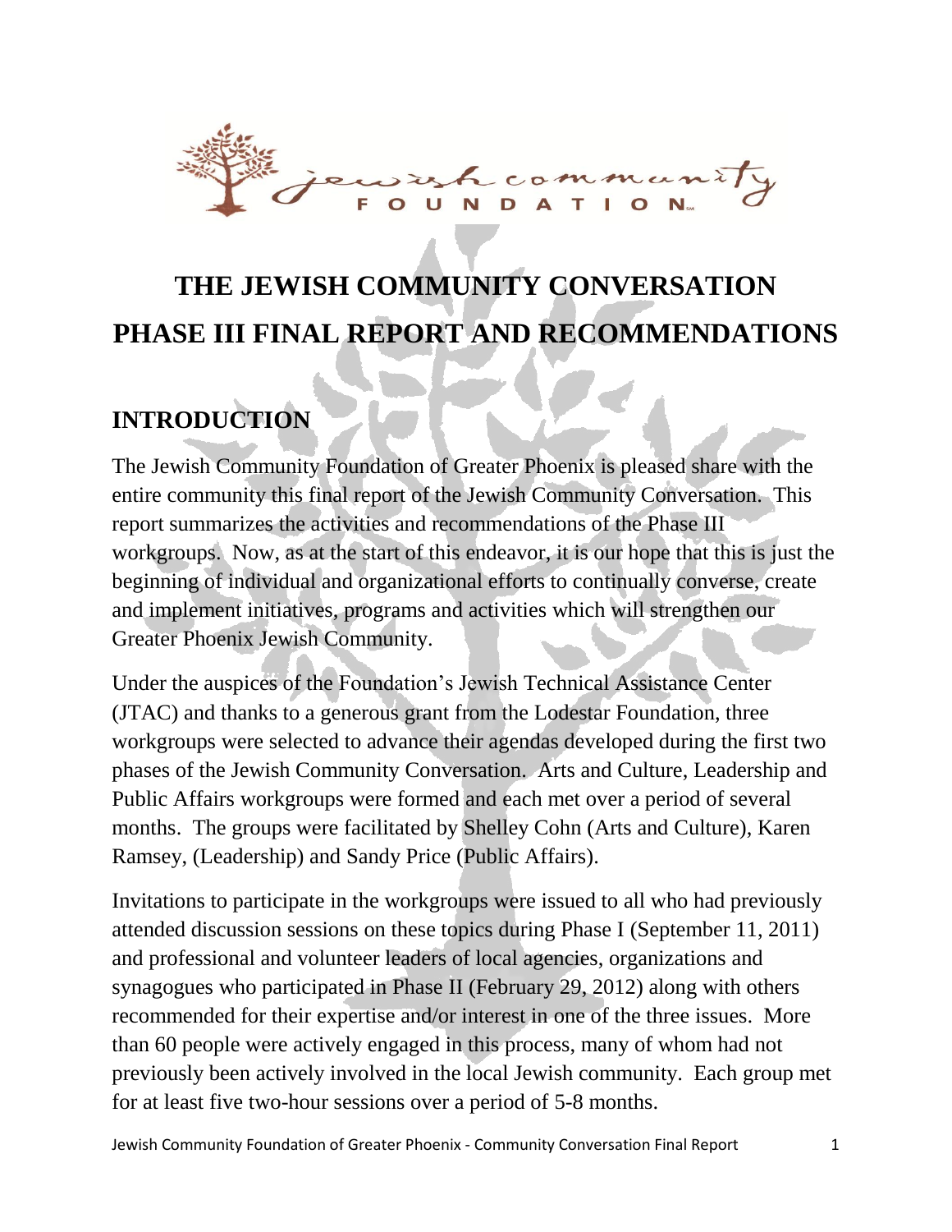# THE JEWISH COMMUNITY CONVERSATION PHASE III FINAL REPORT AND RECOMMENDATIONS

## INTRODUCTION

The Jewish Community Foundation of Greater Phoenix is pleased share with the entire community this final report of the Jewish Community Conversation. This report summarizes the activities and recommendations of the Phase III workgroups. Now, as at the start of this endeavor, it is our hope that this is just the beginning of individual and organizational efforts to continually converse, create and implement initiatives, programs and activities which will strengthen our Greater Phoenix Jewish Community.

Under the auspices of the Foundation's Jewish Technical Assistance Center (JTAC) and thanks to a generous grant from the Lodestar Foundation, three workgroups were selected to advance their agendas developed during the first two phases of the Jewish Community Conversation. Arts and Culture, Leadership and Public Affairs workgroups were formed and each met over a period of several months. The groups were facilitated by Shelley Cohn (Arts and Culture), Karen Ramsey, (Leadership) and Sandy Price (Public Affairs).

Invitations to participate in the workgroups were issued to all who had previously attended discussion sessions on these topics during Phase I (September 11, 2011) and professional and volunteer leaders of local agencies, organizations and synagogues who participated in Phase II (February 29, 2012) along with others recommended for their expertise and/or interest in one of the three issues. More than 60 people were actively engaged in this process, many of whom had not previously been actively involved in the local Jewish community. Each group met for at least five two-hour sessions over a period of 5-8 months.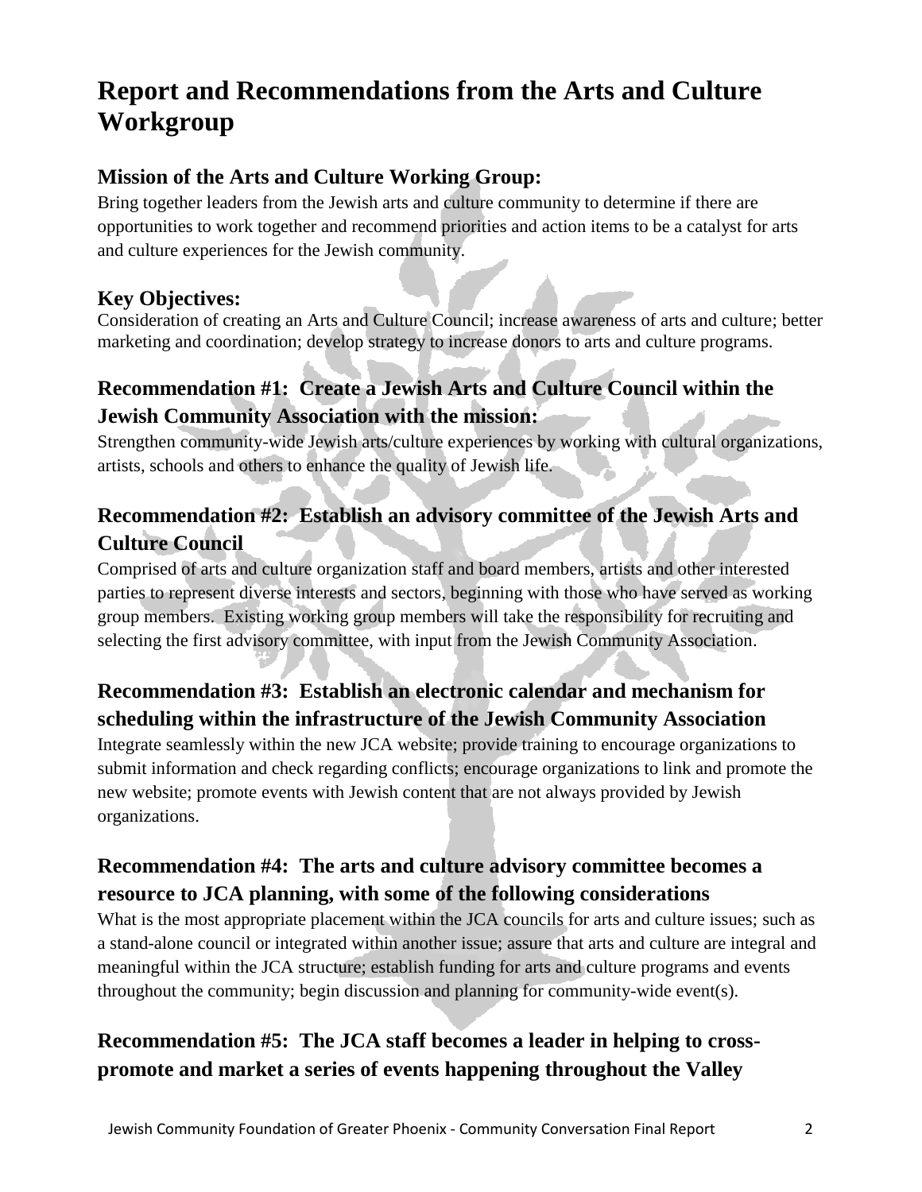# Report and Recommendations from the Arts and Culture Workgroup

### Mission of the Arts and Culture Working Group:

Bring together leaders from the Jewish arts and culture community to determine if there are opportunities to work together and recommend priorities and action items to be a catalyst for arts and culture experiences for the Jewish community.

### Key Objectives:

Consideration of creating an Arts and Culture Council; increase awareness of arts and culture; better marketing and coordination; develop strategy to increase donors to arts and culture programs.

### Recommendation #1: Create a Jewish Arts and Culture Council within the Jewish Community Association with the mission:

Strengthen community-wide Jewish arts/culture experiences by working with cultural organizations, artists, schools and others to enhance the quality of Jewish life.

### Recommendation #2: Establish an advisory committee of the Jewish Arts and Culture Council

Comprised of arts and culture organization staff and board members, artists and other interested parties to represent diverse interests and sectors, beginning with those who have served as working group members. Existing working group members will take the responsibility for recruiting and selecting the first advisory committee, with input from the Jewish Community Association.

### Recommendation #3: Establish an electronic calendar and mechanism for scheduling within the infrastructure of the Jewish Community Association

Integrate seamlessly within the new JCA website; provide training to encourage organizations to submit information and check regarding conflicts; encourage organizations to link and promote the new website; promote events with Jewish content that are not always provided by Jewish organizations.

### Recommendation #4: The arts and culture advisory committee becomes a resource to JCA planning, with some of the following considerations

What is the most appropriate placement within the JCA councils for arts and culture issues; such as a stand-alone council or integrated within another issue; assure that arts and culture are integral and meaningful within the JCA structure; establish funding for arts and culture programs and events throughout the community; begin discussion and planning for community-wide event(s).

### Recommendation #5: The JCA staff becomes a leader in helping to cross-promote and market a series of events happening throughout the Valley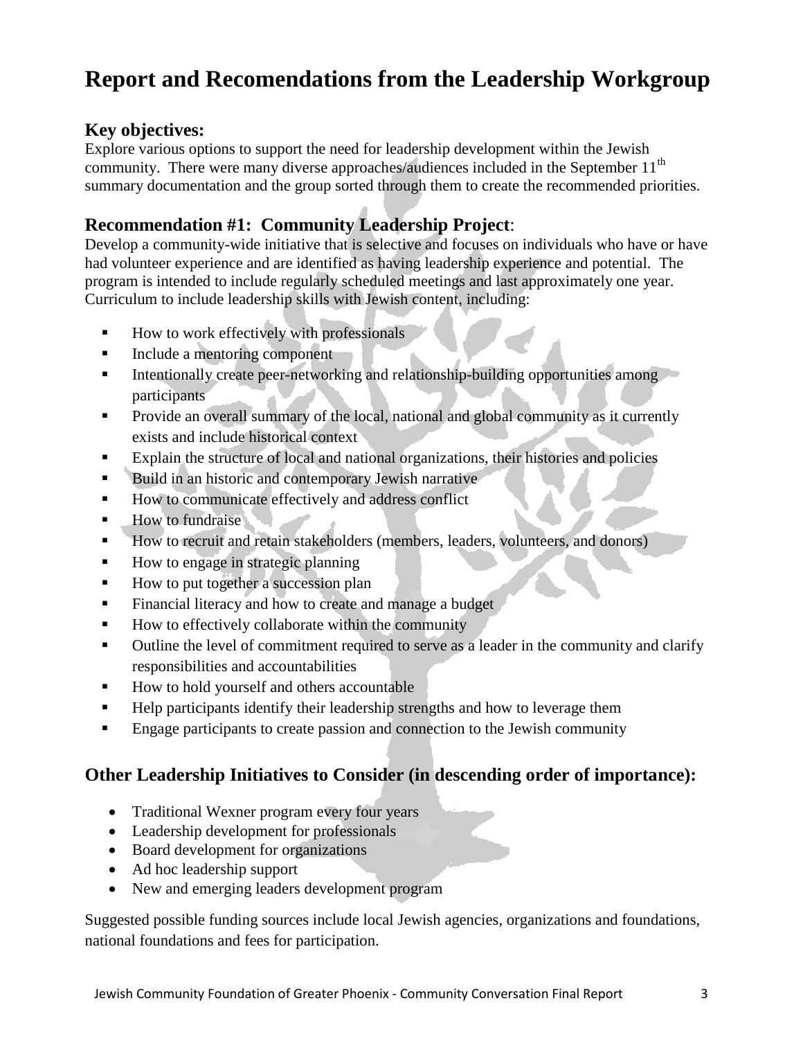# Report and Recomendations from the Leadership Workgroup

## Key objectives:

Explore various options to support the need for leadership development within the Jewish community. There were many diverse approaches/audiences included in the September 11th summary documentation and the group sorted through them to create the recommended priorities.

## Recommendation #1: Community Leadership Project:

Develop a community-wide initiative that is selective and focuses on individuals who have or have had volunteer experience and are identified as having leadership experience and potential. The program is intended to include regularly scheduled meetings and last approximately one year. Curriculum to include leadership skills with Jewish content, including:

- How to work effectively with professionals
- Include a mentoring component
- Intentionally create peer-networking and relationship-building opportunities among participants
- Provide an overall summary of the local, national and global community as it currently exists and include historical context
- Explain the structure of local and national organizations, their histories and policies
- Build in an historic and contemporary Jewish narrative
- How to communicate effectively and address conflict
- How to fundraise
- How to recruit and retain stakeholders (members, leaders, volunteers, and donors)
- How to engage in strategic planning
- How to put together a succession plan
- Financial literacy and how to create and manage a budget
- How to effectively collaborate within the community
- Outline the level of commitment required to serve as a leader in the community and clarify responsibilities and accountabilities
- How to hold yourself and others accountable
- Help participants identify their leadership strengths and how to leverage them
- Engage participants to create passion and connection to the Jewish community

## Other Leadership Initiatives to Consider (in descending order of importance):

- Traditional Wexner program every four years
- Leadership development for professionals
- Board development for organizations
- Ad hoc leadership support
- New and emerging leaders development program

Suggested possible funding sources include local Jewish agencies, organizations and foundations, national foundations and fees for participation.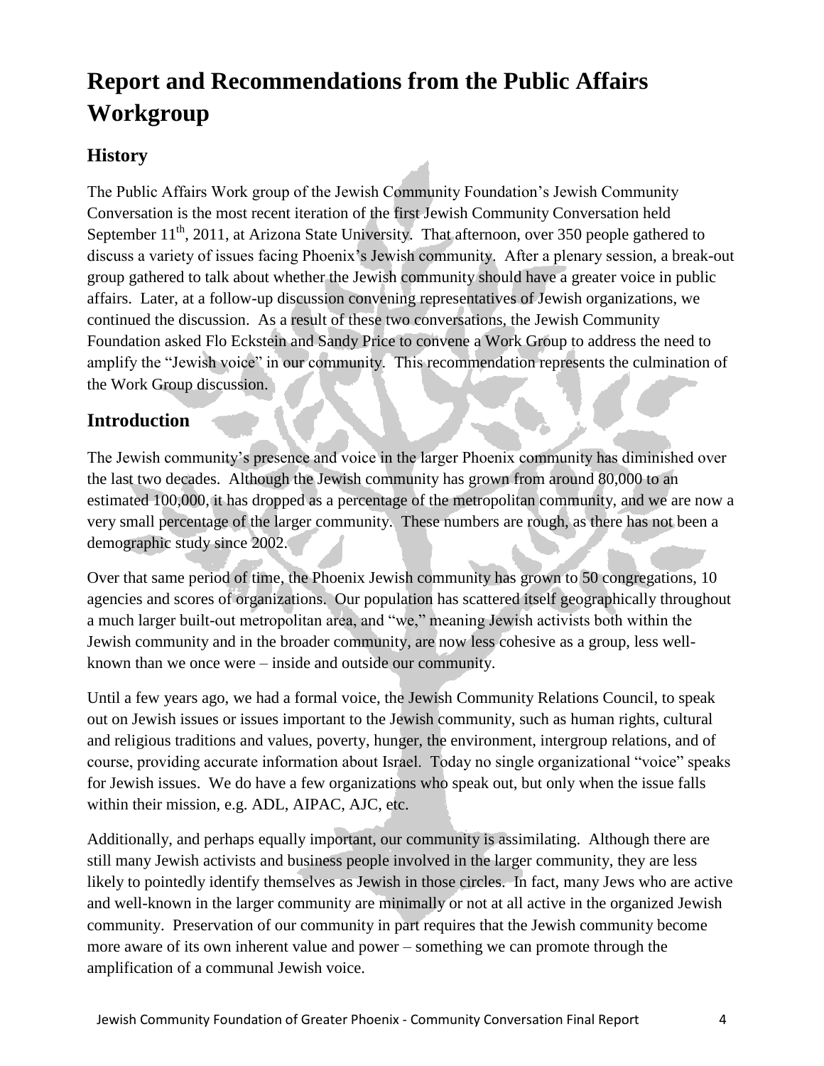# Report and Recommendations from the Public Affairs Workgroup

## History

The Public Affairs Work group of the Jewish Community Foundation's Jewish Community Conversation is the most recent iteration of the first Jewish Community Conversation held September 11th, 2011, at Arizona State University. That afternoon, over 350 people gathered to discuss a variety of issues facing Phoenix's Jewish community. After a plenary session, a break-out group gathered to talk about whether the Jewish community should have a greater voice in public affairs. Later, at a follow-up discussion convening representatives of Jewish organizations, we continued the discussion. As a result of these two conversations, the Jewish Community Foundation asked Flo Eckstein and Sandy Price to convene a Work Group to address the need to amplify the "Jewish voice" in our community. This recommendation represents the culmination of the Work Group discussion.

## Introduction

The Jewish community's presence and voice in the larger Phoenix community has diminished over the last two decades. Although the Jewish community has grown from around 80,000 to an estimated 100,000, it has dropped as a percentage of the metropolitan community, and we are now a very small percentage of the larger community. These numbers are rough, as there has not been a demographic study since 2002.

Over that same period of time, the Phoenix Jewish community has grown to 50 congregations, 10 agencies and scores of organizations. Our population has scattered itself geographically throughout a much larger built-out metropolitan area, and "we," meaning Jewish activists both within the Jewish community and in the broader community, are now less cohesive as a group, less well-known than we once were – inside and outside our community.

Until a few years ago, we had a formal voice, the Jewish Community Relations Council, to speak out on Jewish issues or issues important to the Jewish community, such as human rights, cultural and religious traditions and values, poverty, hunger, the environment, intergroup relations, and of course, providing accurate information about Israel. Today no single organizational "voice" speaks for Jewish issues. We do have a few organizations who speak out, but only when the issue falls within their mission, e.g. ADL, AIPAC, AJC, etc.

Additionally, and perhaps equally important, our community is assimilating. Although there are still many Jewish activists and business people involved in the larger community, they are less likely to pointedly identify themselves as Jewish in those circles. In fact, many Jews who are active and well-known in the larger community are minimally or not at all active in the organized Jewish community. Preservation of our community in part requires that the Jewish community become more aware of its own inherent value and power – something we can promote through the amplification of a communal Jewish voice.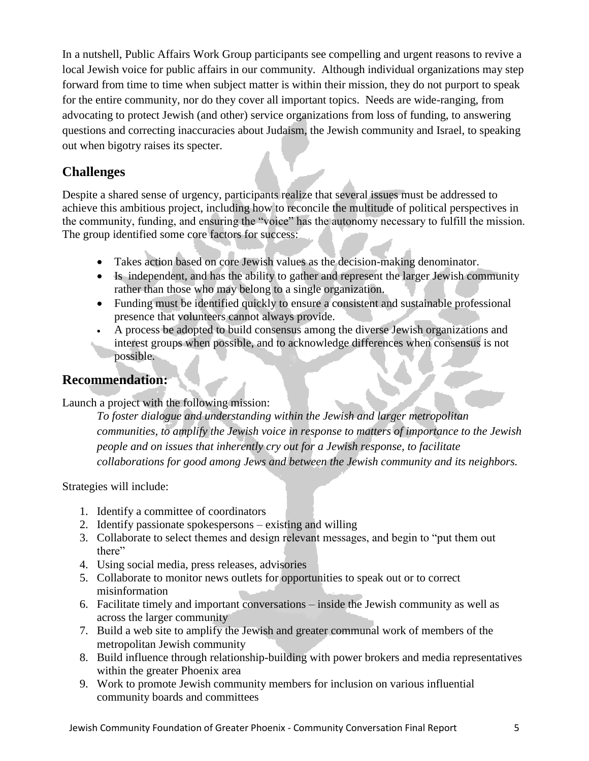In a nutshell, Public Affairs Work Group participants see compelling and urgent reasons to revive a local Jewish voice for public affairs in our community. Although individual organizations may step forward from time to time when subject matter is within their mission, they do not purport to speak for the entire community, nor do they cover all important topics. Needs are wide-ranging, from advocating to protect Jewish (and other) service organizations from loss of funding, to answering questions and correcting inaccuracies about Judaism, the Jewish community and Israel, to speaking out when bigotry raises its specter.

## Challenges

Despite a shared sense of urgency, participants realize that several issues must be addressed to achieve this ambitious project, including how to reconcile the multitude of political perspectives in the community, funding, and ensuring the "voice" has the autonomy necessary to fulfill the mission. The group identified some core factors for success:

- Takes action based on core Jewish values as the decision-making denominator.
- Is independent, and has the ability to gather and represent the larger Jewish community rather than those who may belong to a single organization.
- Funding must be identified quickly to ensure a consistent and sustainable professional presence that volunteers cannot always provide.
- A process be adopted to build consensus among the diverse Jewish organizations and interest groups when possible, and to acknowledge differences when consensus is not possible.

## Recommendation:

Launch a project with the following mission:

*To foster dialogue and understanding within the Jewish and larger metropolitan communities, to amplify the Jewish voice in response to matters of importance to the Jewish people and on issues that inherently cry out for a Jewish response, to facilitate collaborations for good among Jews and between the Jewish community and its neighbors.*

Strategies will include:

1. Identify a committee of coordinators
2. Identify passionate spokespersons – existing and willing
3. Collaborate to select themes and design relevant messages, and begin to "put them out there"
4. Using social media, press releases, advisories
5. Collaborate to monitor news outlets for opportunities to speak out or to correct misinformation
6. Facilitate timely and important conversations – inside the Jewish community as well as across the larger community
7. Build a web site to amplify the Jewish and greater communal work of members of the metropolitan Jewish community
8. Build influence through relationship-building with power brokers and media representatives within the greater Phoenix area
9. Work to promote Jewish community members for inclusion on various influential community boards and committees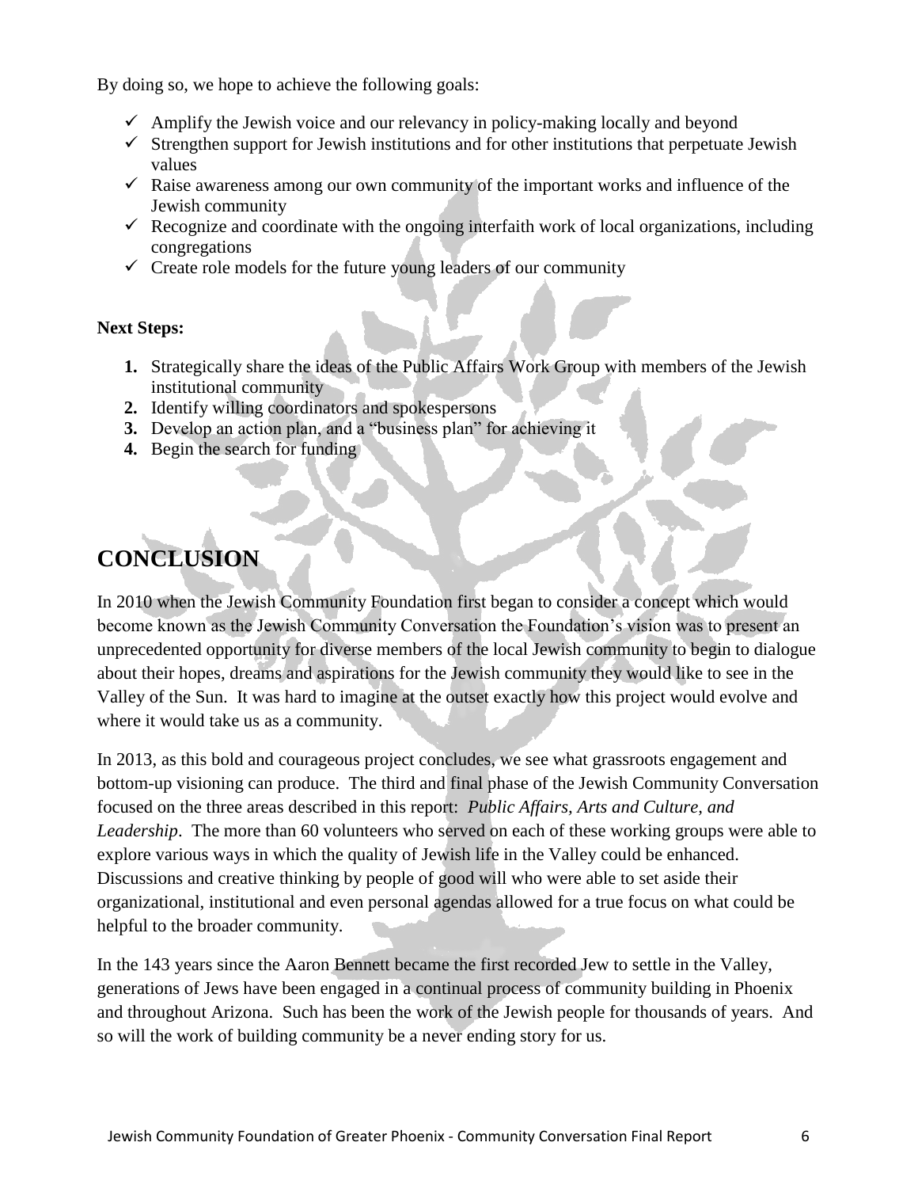By doing so, we hope to achieve the following goals:

- ✓ Amplify the Jewish voice and our relevancy in policy-making locally and beyond
- ✓ Strengthen support for Jewish institutions and for other institutions that perpetuate Jewish values
- ✓ Raise awareness among our own community of the important works and influence of the Jewish community
- ✓ Recognize and coordinate with the ongoing interfaith work of local organizations, including congregations
- ✓ Create role models for the future young leaders of our community

**Next Steps:**

1. Strategically share the ideas of the Public Affairs Work Group with members of the Jewish institutional community
2. Identify willing coordinators and spokespersons
3. Develop an action plan, and a "business plan" for achieving it
4. Begin the search for funding

# CONCLUSION

In 2010 when the Jewish Community Foundation first began to consider a concept which would become known as the Jewish Community Conversation the Foundation's vision was to present an unprecedented opportunity for diverse members of the local Jewish community to begin to dialogue about their hopes, dreams and aspirations for the Jewish community they would like to see in the Valley of the Sun. It was hard to imagine at the outset exactly how this project would evolve and where it would take us as a community.

In 2013, as this bold and courageous project concludes, we see what grassroots engagement and bottom-up visioning can produce. The third and final phase of the Jewish Community Conversation focused on the three areas described in this report: *Public Affairs, Arts and Culture, and Leadership*. The more than 60 volunteers who served on each of these working groups were able to explore various ways in which the quality of Jewish life in the Valley could be enhanced. Discussions and creative thinking by people of good will who were able to set aside their organizational, institutional and even personal agendas allowed for a true focus on what could be helpful to the broader community.

In the 143 years since the Aaron Bennett became the first recorded Jew to settle in the Valley, generations of Jews have been engaged in a continual process of community building in Phoenix and throughout Arizona. Such has been the work of the Jewish people for thousands of years. And so will the work of building community be a never ending story for us.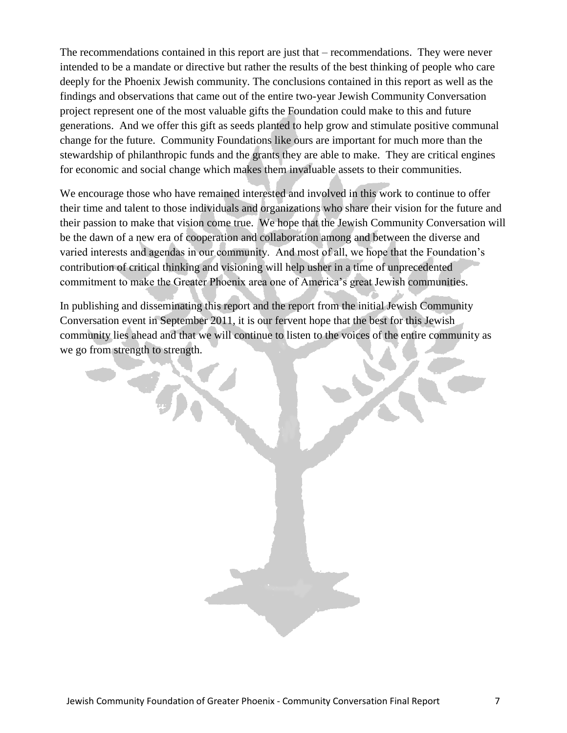The recommendations contained in this report are just that – recommendations. They were never intended to be a mandate or directive but rather the results of the best thinking of people who care deeply for the Phoenix Jewish community. The conclusions contained in this report as well as the findings and observations that came out of the entire two-year Jewish Community Conversation project represent one of the most valuable gifts the Foundation could make to this and future generations. And we offer this gift as seeds planted to help grow and stimulate positive communal change for the future. Community Foundations like ours are important for much more than the stewardship of philanthropic funds and the grants they are able to make. They are critical engines for economic and social change which makes them invaluable assets to their communities.

We encourage those who have remained interested and involved in this work to continue to offer their time and talent to those individuals and organizations who share their vision for the future and their passion to make that vision come true. We hope that the Jewish Community Conversation will be the dawn of a new era of cooperation and collaboration among and between the diverse and varied interests and agendas in our community. And most of all, we hope that the Foundation's contribution of critical thinking and visioning will help usher in a time of unprecedented commitment to make the Greater Phoenix area one of America's great Jewish communities.

In publishing and disseminating this report and the report from the initial Jewish Community Conversation event in September 2011, it is our fervent hope that the best for this Jewish community lies ahead and that we will continue to listen to the voices of the entire community as we go from strength to strength.